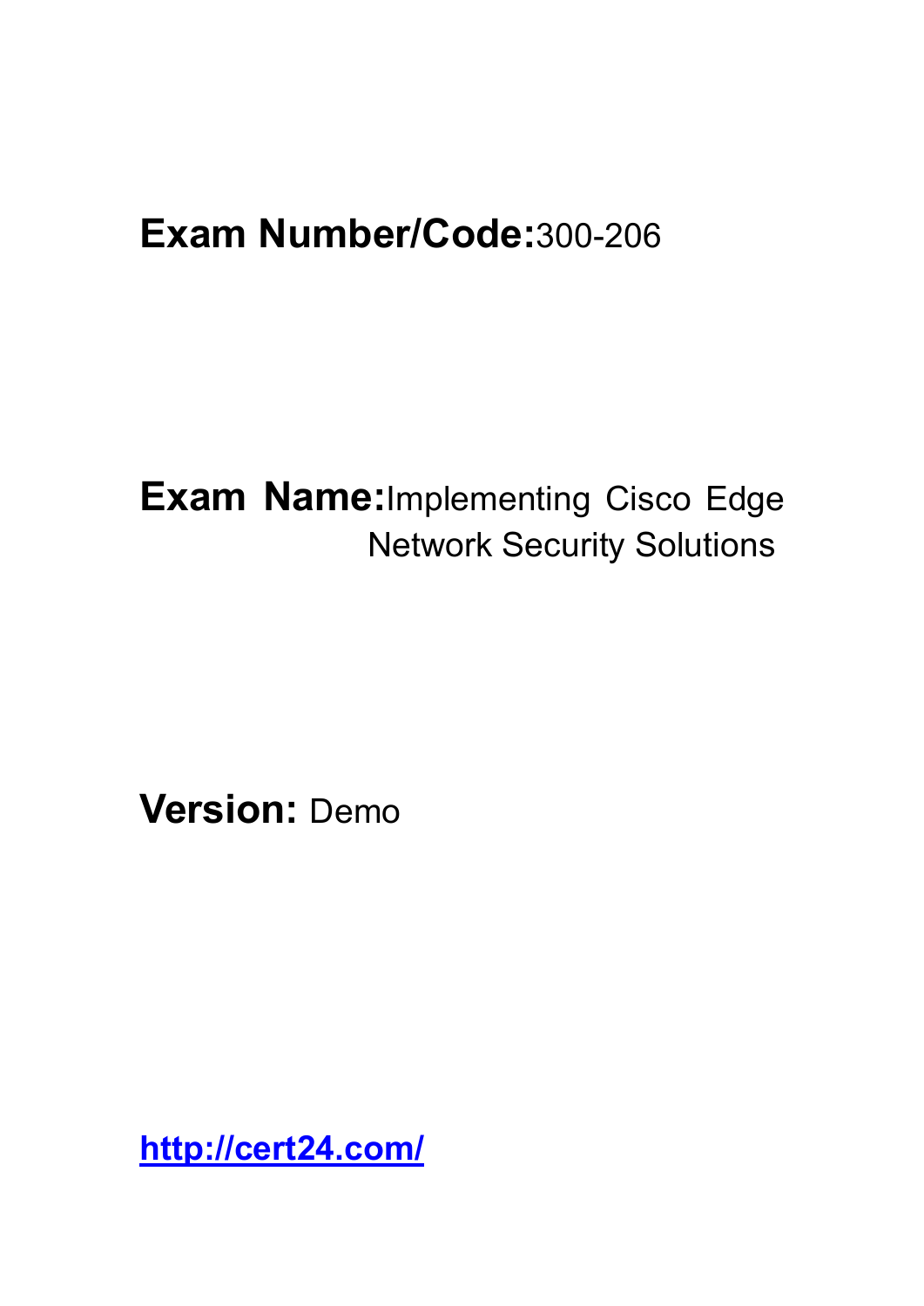**Exam Number/Code:**300-206

**Exam Name:**Implementing Cisco Edge Network Security Solutions

**Version:** Demo

[http://cert24.com/](http://cert24.com/)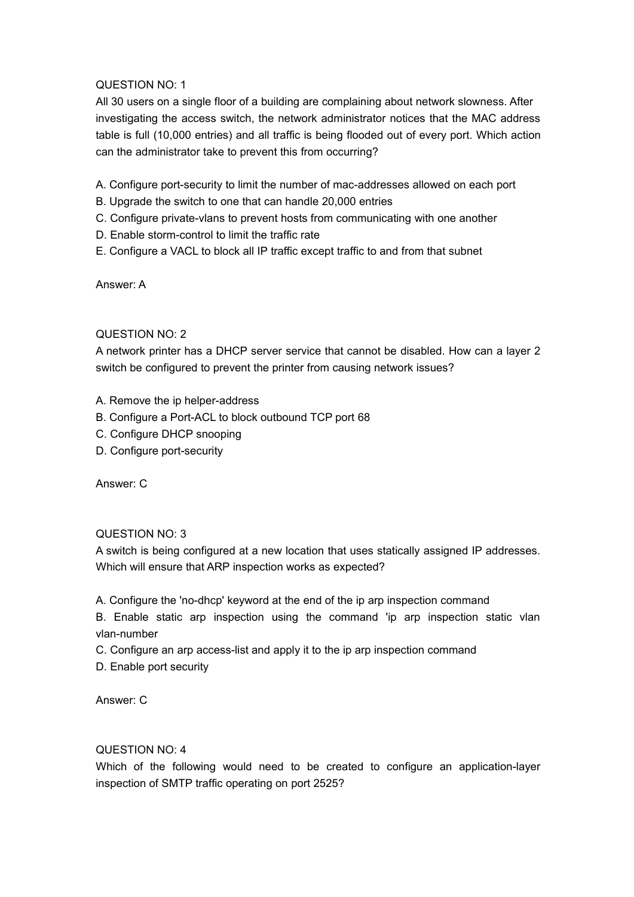QUESTION NO: 1

All 30 users on a single floor of a building are complaining about network slowness. After investigating the access switch, the network administrator notices that the MAC address table is full (10,000 entries) and all traffic is being flooded out of every port. Which action can the administrator take to prevent this from occurring?

A. Configure port-security to limit the number of mac-addresses allowed on each port
B. Upgrade the switch to one that can handle 20,000 entries
C. Configure private-vlans to prevent hosts from communicating with one another
D. Enable storm-control to limit the traffic rate
E. Configure a VACL to block all IP traffic except traffic to and from that subnet

Answer: A

QUESTION NO: 2

A network printer has a DHCP server service that cannot be disabled. How can a layer 2 switch be configured to prevent the printer from causing network issues?

A. Remove the ip helper-address
B. Configure a Port-ACL to block outbound TCP port 68
C. Configure DHCP snooping
D. Configure port-security

Answer: C

QUESTION NO: 3

A switch is being configured at a new location that uses statically assigned IP addresses. Which will ensure that ARP inspection works as expected?

A. Configure the 'no-dhcp' keyword at the end of the ip arp inspection command
B. Enable static arp inspection using the command 'ip arp inspection static vlan vlan-number
C. Configure an arp access-list and apply it to the ip arp inspection command
D. Enable port security

Answer: C

QUESTION NO: 4

Which of the following would need to be created to configure an application-layer inspection of SMTP traffic operating on port 2525?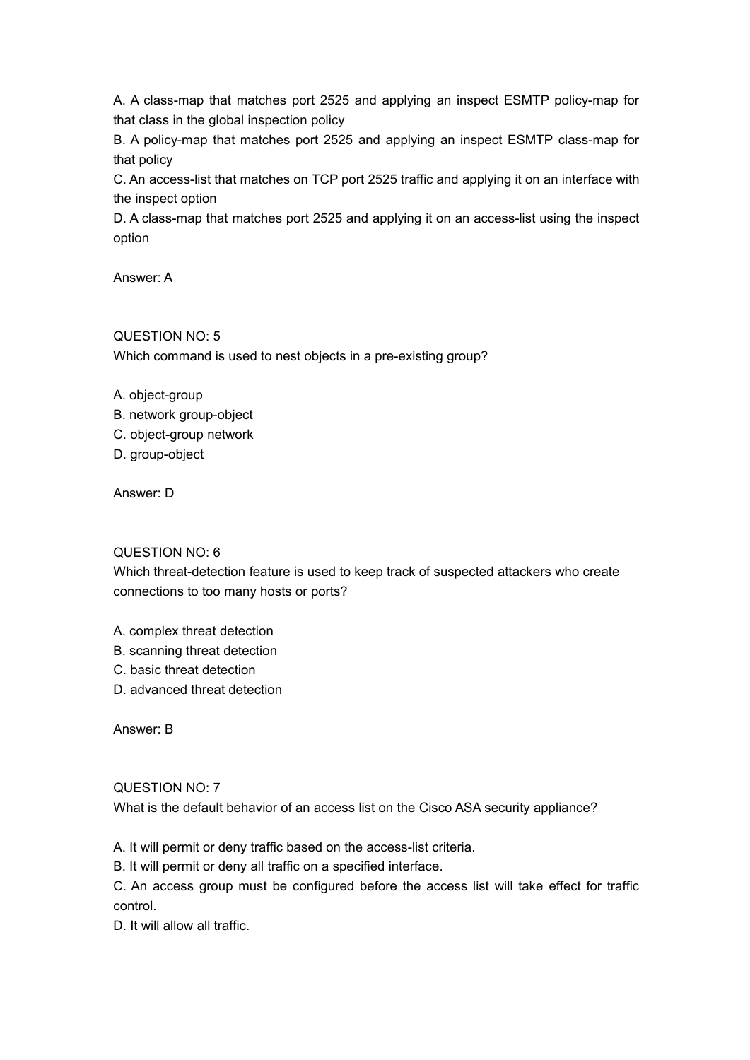A. A class-map that matches port 2525 and applying an inspect ESMTP policy-map for that class in the global inspection policy

B. A policy-map that matches port 2525 and applying an inspect ESMTP class-map for that policy

C. An access-list that matches on TCP port 2525 traffic and applying it on an interface with the inspect option

D. A class-map that matches port 2525 and applying it on an access-list using the inspect option

Answer: A

QUESTION NO: 5

Which command is used to nest objects in a pre-existing group?

A. object-group
B. network group-object
C. object-group network
D. group-object

Answer: D

QUESTION NO: 6

Which threat-detection feature is used to keep track of suspected attackers who create connections to too many hosts or ports?

A. complex threat detection
B. scanning threat detection
C. basic threat detection
D. advanced threat detection

Answer: B

QUESTION NO: 7

What is the default behavior of an access list on the Cisco ASA security appliance?

A. It will permit or deny traffic based on the access-list criteria.
B. It will permit or deny all traffic on a specified interface.
C. An access group must be configured before the access list will take effect for traffic control.
D. It will allow all traffic.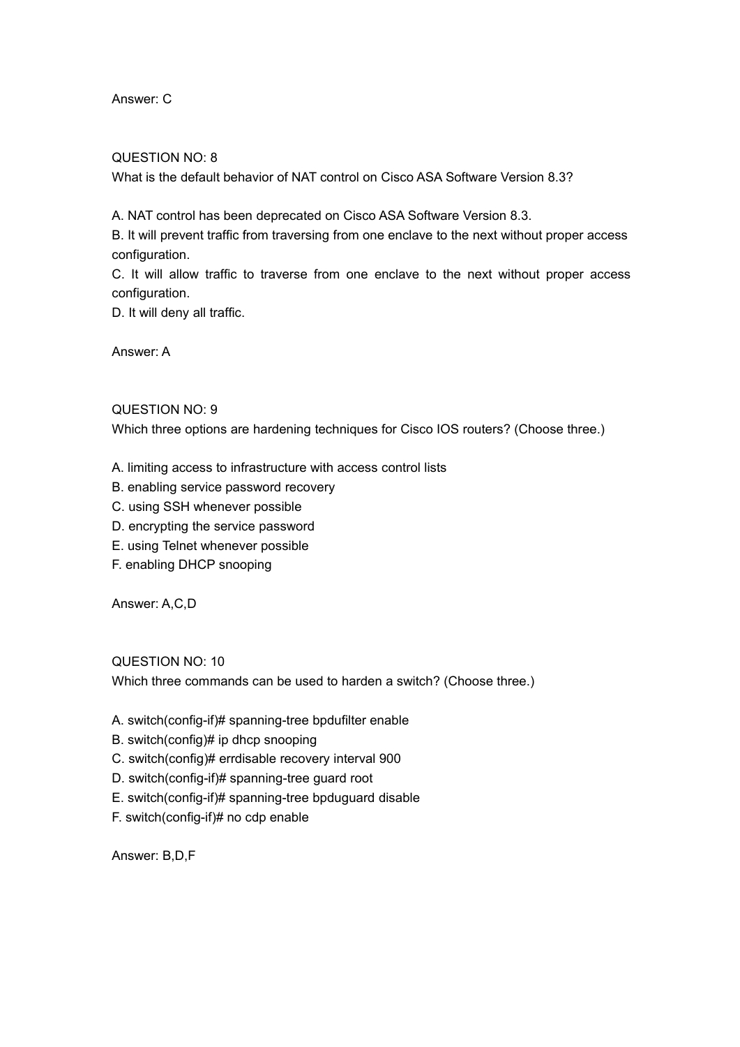Answer: C

QUESTION NO: 8

What is the default behavior of NAT control on Cisco ASA Software Version 8.3?

A. NAT control has been deprecated on Cisco ASA Software Version 8.3.

B. It will prevent traffic from traversing from one enclave to the next without proper access configuration.

C. It will allow traffic to traverse from one enclave to the next without proper access configuration.

D. It will deny all traffic.

Answer: A

QUESTION NO: 9

Which three options are hardening techniques for Cisco IOS routers? (Choose three.)

A. limiting access to infrastructure with access control lists

B. enabling service password recovery

C. using SSH whenever possible

D. encrypting the service password

E. using Telnet whenever possible

F. enabling DHCP snooping

Answer: A,C,D

QUESTION NO: 10

Which three commands can be used to harden a switch? (Choose three.)

A. switch(config-if)# spanning-tree bpdufilter enable

B. switch(config)# ip dhcp snooping

C. switch(config)# errdisable recovery interval 900

D. switch(config-if)# spanning-tree guard root

E. switch(config-if)# spanning-tree bpduguard disable

F. switch(config-if)# no cdp enable

Answer: B,D,F